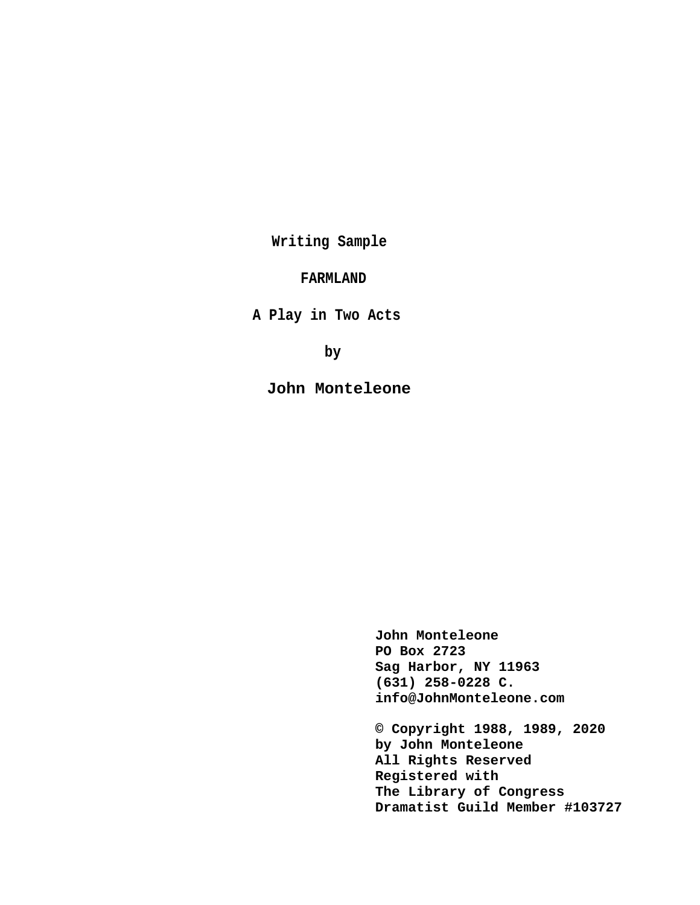**Writing Sample**

# FARMLAND

**A Play in Two Acts**

**by**

**John Monteleone**

**John Monteleone**
**PO Box 2723**
**Sag Harbor, NY 11963**
**(631) 258-0228 C.**
**info@JohnMonteleone.com**

**© Copyright 1988, 1989, 2020**
**by John Monteleone**
**All Rights Reserved**
**Registered with**
**The Library of Congress**
**Dramatist Guild Member #103727**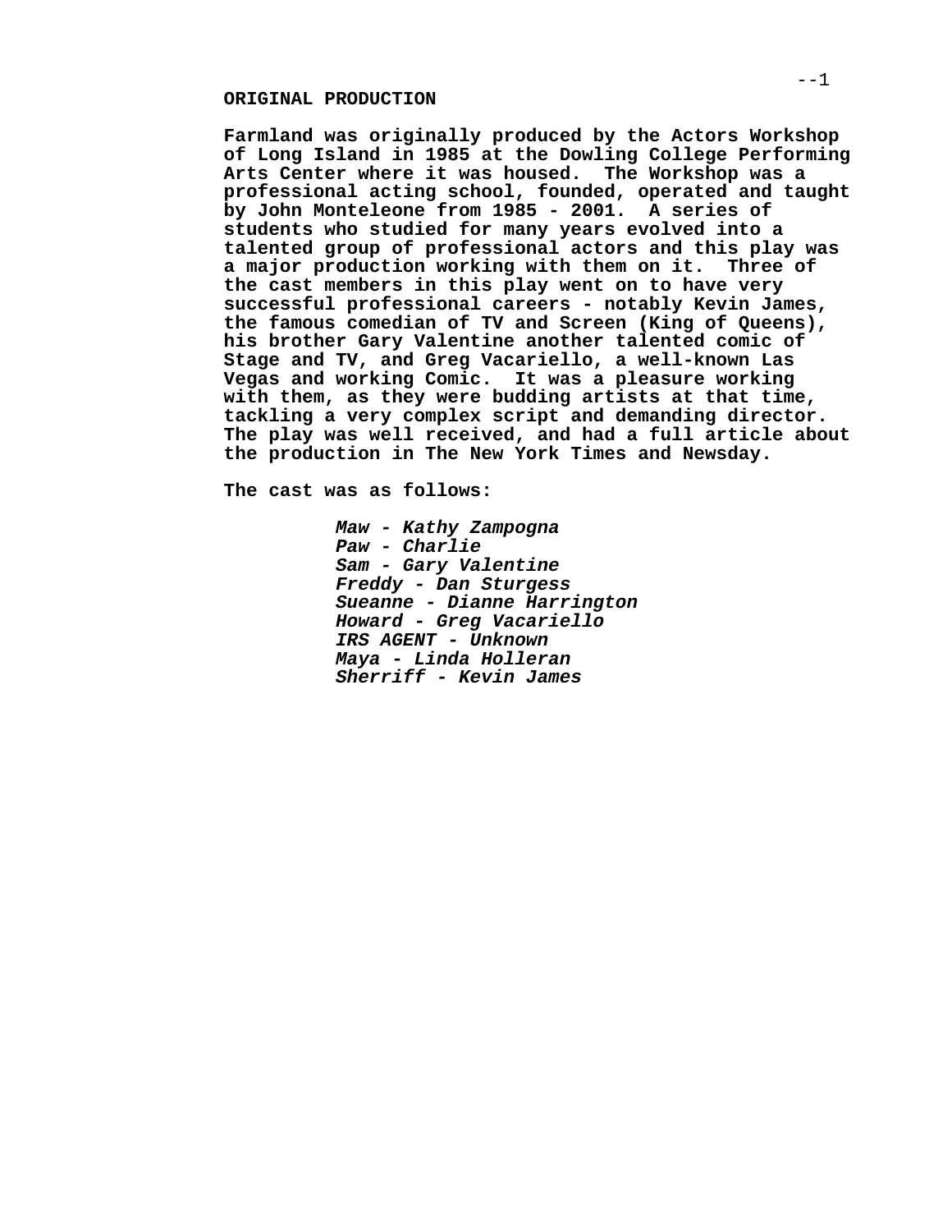## ORIGINAL PRODUCTION

**Farmland was originally produced by the Actors Workshop of Long Island in 1985 at the Dowling College Performing Arts Center where it was housed. The Workshop was a professional acting school, founded, operated and taught by John Monteleone from 1985 - 2001. A series of students who studied for many years evolved into a talented group of professional actors and this play was a major production working with them on it. Three of the cast members in this play went on to have very successful professional careers - notably Kevin James, the famous comedian of TV and Screen (King of Queens), his brother Gary Valentine another talented comic of Stage and TV, and Greg Vacariello, a well-known Las Vegas and working Comic. It was a pleasure working with them, as they were budding artists at that time, tackling a very complex script and demanding director. The play was well received, and had a full article about the production in The New York Times and Newsday.**

**The cast was as follows:**

***Maw - Kathy Zampogna***
***Paw - Charlie***
***Sam - Gary Valentine***
***Freddy - Dan Sturgess***
***Sueanne - Dianne Harrington***
***Howard - Greg Vacariello***
***IRS AGENT - Unknown***
***Maya - Linda Holleran***
***Sherriff - Kevin James***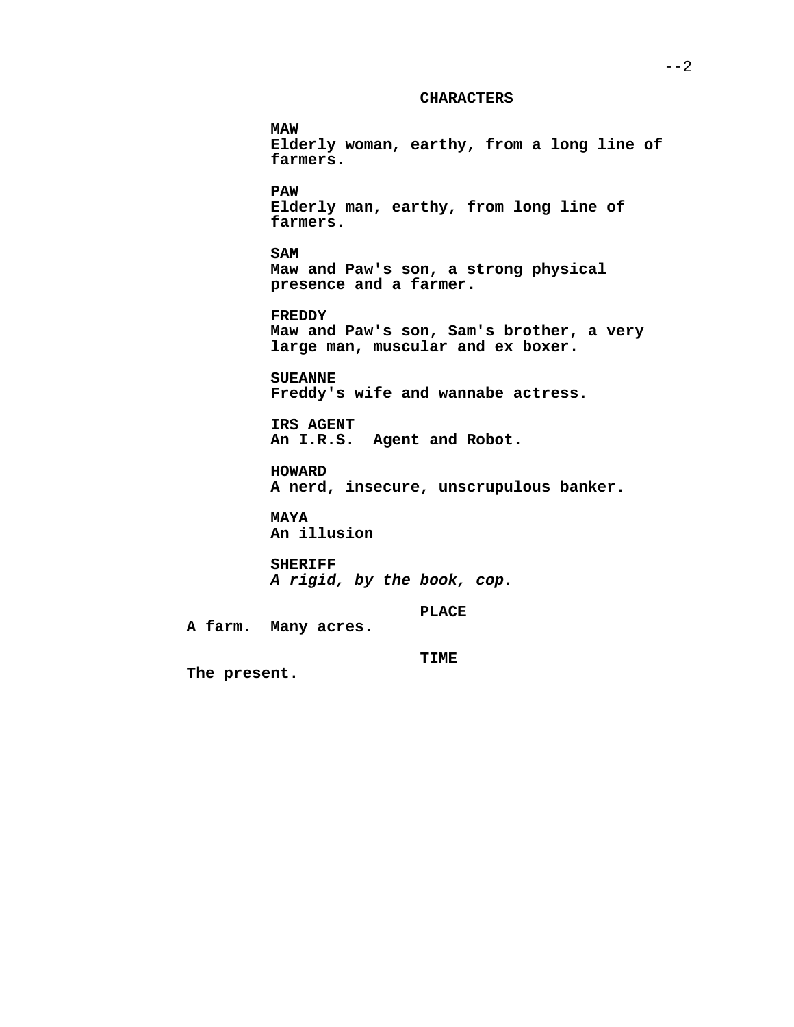## CHARACTERS

**MAW**
**Elderly woman, earthy, from a long line of farmers.**

**PAW**
**Elderly man, earthy, from long line of farmers.**

**SAM**
**Maw and Paw's son, a strong physical presence and a farmer.**

**FREDDY**
**Maw and Paw's son, Sam's brother, a very large man, muscular and ex boxer.**

**SUEANNE**
**Freddy's wife and wannabe actress.**

**IRS AGENT**
**An I.R.S. Agent and Robot.**

**HOWARD**
**A nerd, insecure, unscrupulous banker.**

**MAYA**
**An illusion**

**SHERIFF**
***A rigid, by the book, cop.***

## PLACE

**A farm. Many acres.**

## TIME

**The present.**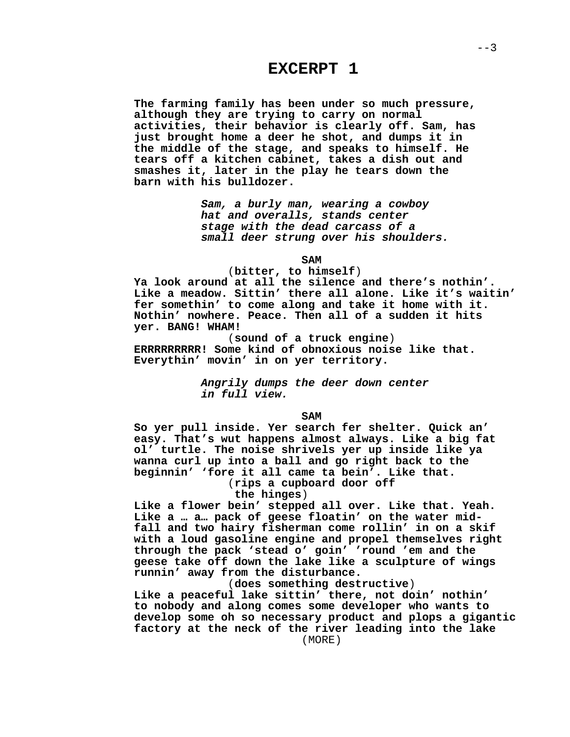# EXCERPT 1

**The farming family has been under so much pressure, although they are trying to carry on normal activities, their behavior is clearly off. Sam, has just brought home a deer he shot, and dumps it in the middle of the stage, and speaks to himself. He tears off a kitchen cabinet, takes a dish out and smashes it, later in the play he tears down the barn with his bulldozer.**

***Sam, a burly man, wearing a cowboy hat and overalls, stands center stage with the dead carcass of a small deer strung over his shoulders.***

**SAM**

(**bitter, to himself**)

**Ya look around at all the silence and there's nothin'. Like a meadow. Sittin' there all alone. Like it's waitin' fer somethin' to come along and take it home with it. Nothin' nowhere. Peace. Then all of a sudden it hits yer. BANG! WHAM!**

(**sound of a truck engine**)

**ERRRRRRRRR! Some kind of obnoxious noise like that. Everythin' movin' in on yer territory.**

***Angrily dumps the deer down center in full view.***

**SAM**

**So yer pull inside. Yer search fer shelter. Quick an' easy. That's wut happens almost always. Like a big fat ol' turtle. The noise shrivels yer up inside like ya wanna curl up into a ball and go right back to the beginnin' 'fore it all came ta bein'. Like that.**

(**rips a cupboard door off the hinges**)

**Like a flower bein' stepped all over. Like that. Yeah. Like a … a… pack of geese floatin' on the water mid-fall and two hairy fisherman come rollin' in on a skif with a loud gasoline engine and propel themselves right through the pack 'stead o' goin' 'round 'em and the geese take off down the lake like a sculpture of wings runnin' away from the disturbance.**

(**does something destructive**)

**Like a peaceful lake sittin' there, not doin' nothin' to nobody and along comes some developer who wants to develop some oh so necessary product and plops a gigantic factory at the neck of the river leading into the lake**

(MORE)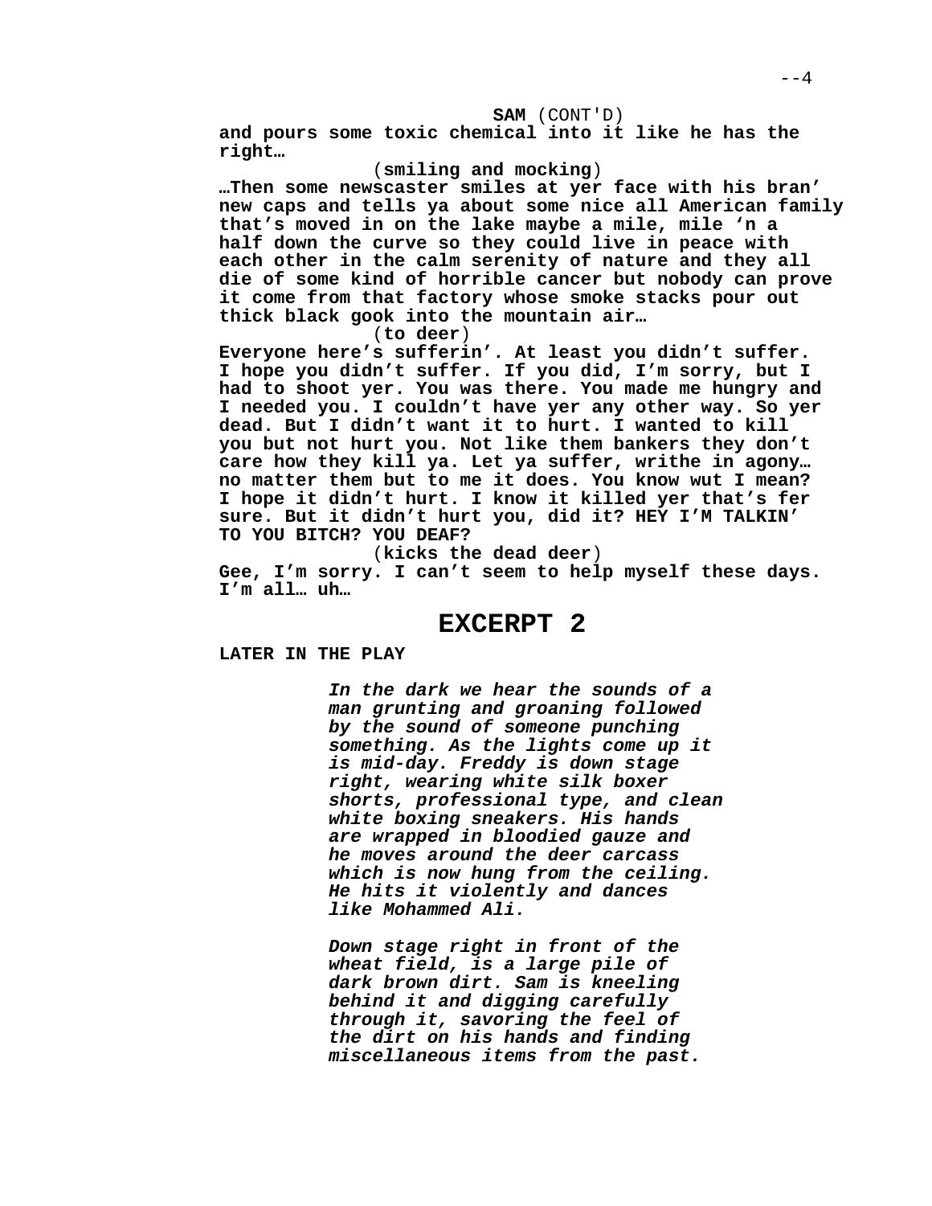**SAM** (CONT'D)

**and pours some toxic chemical into it like he has the right…**

(**smiling and mocking**)

**…Then some newscaster smiles at yer face with his bran' new caps and tells ya about some nice all American family that's moved in on the lake maybe a mile, mile 'n a half down the curve so they could live in peace with each other in the calm serenity of nature and they all die of some kind of horrible cancer but nobody can prove it come from that factory whose smoke stacks pour out thick black gook into the mountain air…**

(**to deer**)

**Everyone here's sufferin'. At least you didn't suffer. I hope you didn't suffer. If you did, I'm sorry, but I had to shoot yer. You was there. You made me hungry and I needed you. I couldn't have yer any other way. So yer dead. But I didn't want it to hurt. I wanted to kill you but not hurt you. Not like them bankers they don't care how they kill ya. Let ya suffer, writhe in agony… no matter them but to me it does. You know wut I mean? I hope it didn't hurt. I know it killed yer that's fer sure. But it didn't hurt you, did it? HEY I'M TALKIN' TO YOU BITCH? YOU DEAF?**

(**kicks the dead deer**)

**Gee, I'm sorry. I can't seem to help myself these days. I'm all… uh…**

## EXCERPT 2

**LATER IN THE PLAY**

***In the dark we hear the sounds of a man grunting and groaning followed by the sound of someone punching something. As the lights come up it is mid-day. Freddy is down stage right, wearing white silk boxer shorts, professional type, and clean white boxing sneakers. His hands are wrapped in bloodied gauze and he moves around the deer carcass which is now hung from the ceiling. He hits it violently and dances like Mohammed Ali.***

***Down stage right in front of the wheat field, is a large pile of dark brown dirt. Sam is kneeling behind it and digging carefully through it, savoring the feel of the dirt on his hands and finding miscellaneous items from the past.***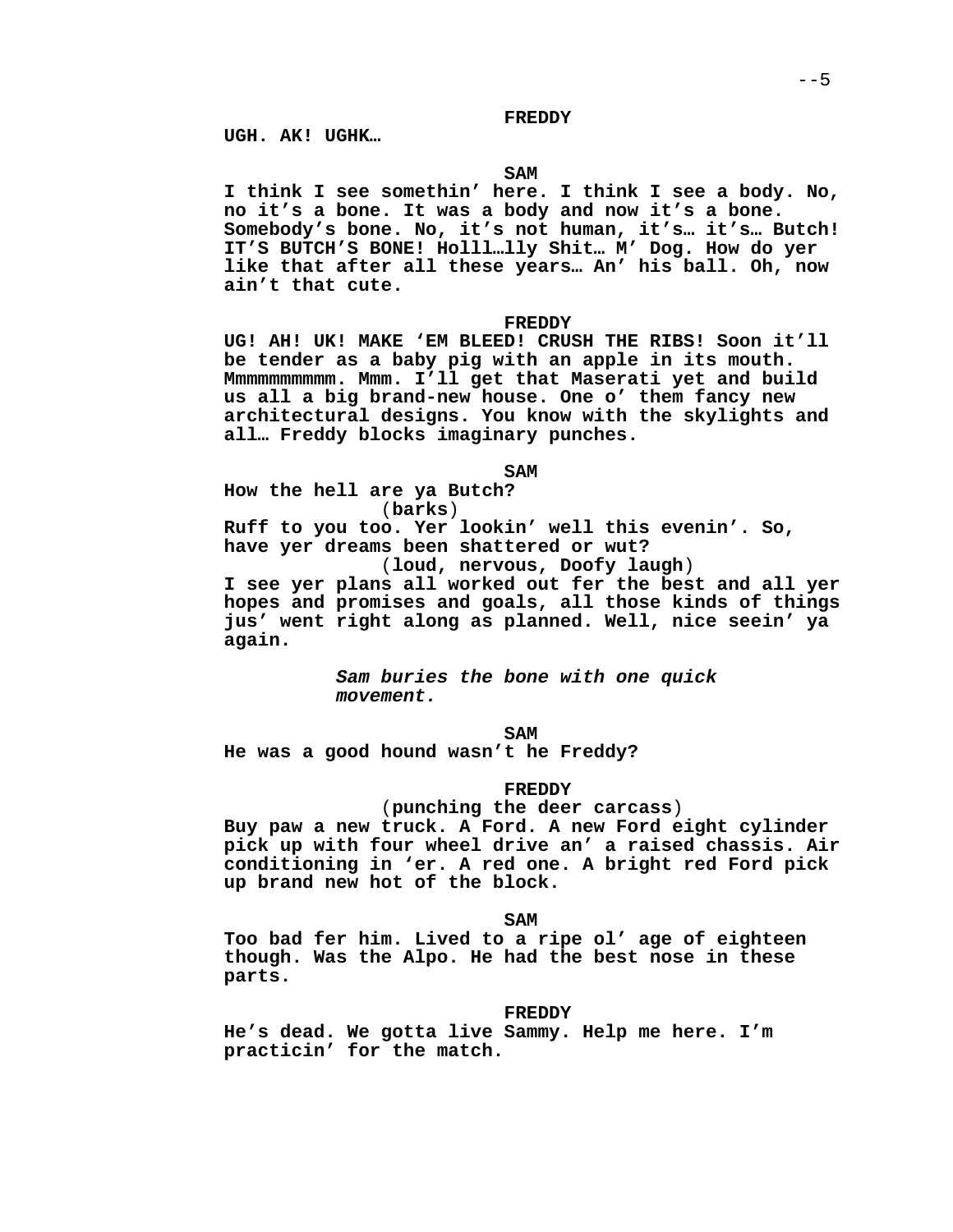**FREDDY**

**UGH. AK! UGHK…**

**SAM**

**I think I see somethin' here. I think I see a body. No, no it's a bone. It was a body and now it's a bone. Somebody's bone. No, it's not human, it's… it's… Butch! IT'S BUTCH'S BONE! Holll…lly Shit… M' Dog. How do yer like that after all these years… An' his ball. Oh, now ain't that cute.**

**FREDDY**

**UG! AH! UK! MAKE 'EM BLEED! CRUSH THE RIBS! Soon it'll be tender as a baby pig with an apple in its mouth. Mmmmmmmmmmm. Mmm. I'll get that Maserati yet and build us all a big brand-new house. One o' them fancy new architectural designs. You know with the skylights and all… Freddy blocks imaginary punches.**

**SAM**

**How the hell are ya Butch?**

(**barks**)

**Ruff to you too. Yer lookin' well this evenin'. So, have yer dreams been shattered or wut?**

(**loud, nervous, Doofy laugh**)

**I see yer plans all worked out fer the best and all yer hopes and promises and goals, all those kinds of things jus' went right along as planned. Well, nice seein' ya again.**

***Sam buries the bone with one quick movement.***

**SAM**

**He was a good hound wasn't he Freddy?**

**FREDDY**

(**punching the deer carcass**)

**Buy paw a new truck. A Ford. A new Ford eight cylinder pick up with four wheel drive an' a raised chassis. Air conditioning in 'er. A red one. A bright red Ford pick up brand new hot of the block.**

**SAM**

**Too bad fer him. Lived to a ripe ol' age of eighteen though. Was the Alpo. He had the best nose in these parts.**

**FREDDY**

**He's dead. We gotta live Sammy. Help me here. I'm practicin' for the match.**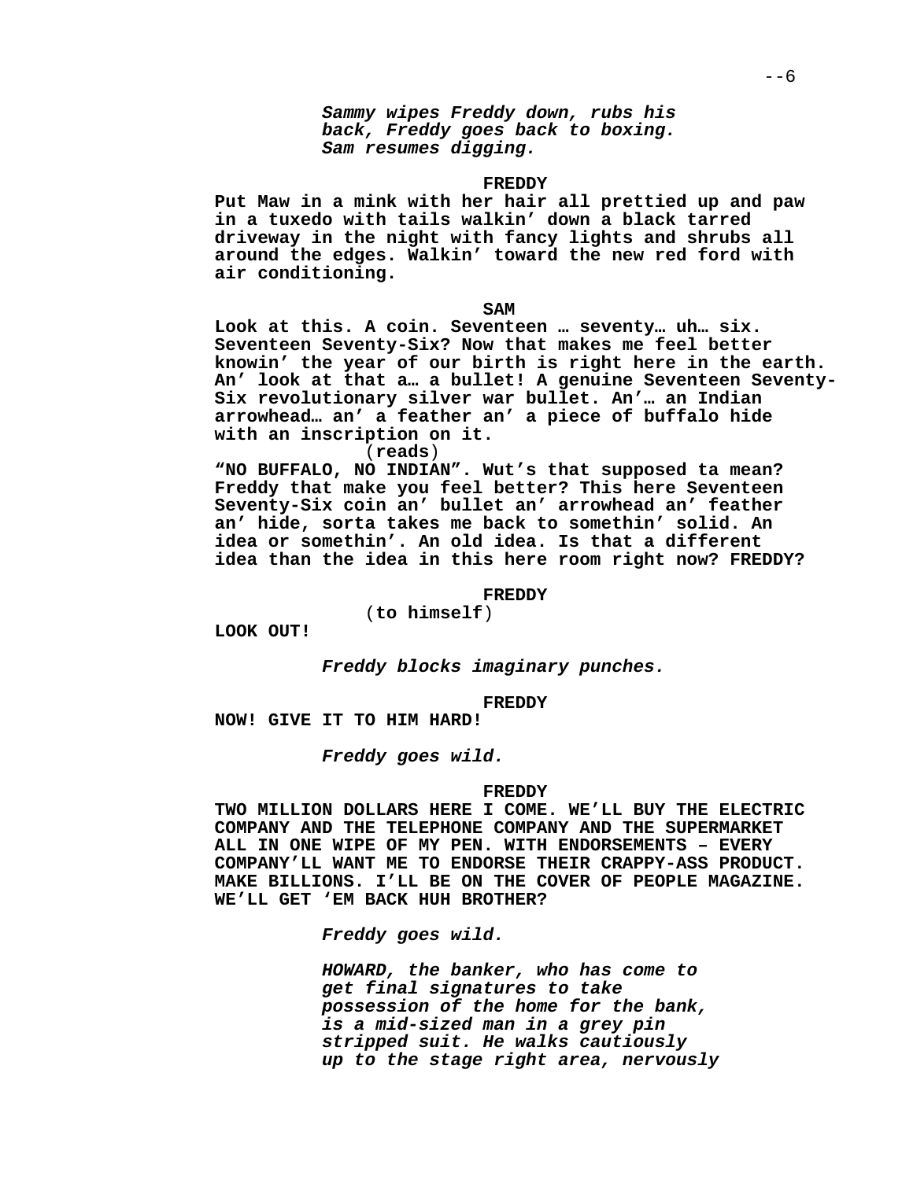*Sammy wipes Freddy down, rubs his back, Freddy goes back to boxing. Sam resumes digging.*

**FREDDY**

**Put Maw in a mink with her hair all prettied up and paw in a tuxedo with tails walkin' down a black tarred driveway in the night with fancy lights and shrubs all around the edges. Walkin' toward the new red ford with air conditioning.**

**SAM**

**Look at this. A coin. Seventeen … seventy… uh… six. Seventeen Seventy-Six? Now that makes me feel better knowin' the year of our birth is right here in the earth. An' look at that a… a bullet! A genuine Seventeen Seventy-Six revolutionary silver war bullet. An'… an Indian arrowhead… an' a feather an' a piece of buffalo hide with an inscription on it.**

(**reads**)

**"NO BUFFALO, NO INDIAN". Wut's that supposed ta mean? Freddy that make you feel better? This here Seventeen Seventy-Six coin an' bullet an' arrowhead an' feather an' hide, sorta takes me back to somethin' solid. An idea or somethin'. An old idea. Is that a different idea than the idea in this here room right now? FREDDY?**

**FREDDY**

(**to himself**)

**LOOK OUT!**

*Freddy blocks imaginary punches.*

**FREDDY**

**NOW! GIVE IT TO HIM HARD!**

*Freddy goes wild.*

**FREDDY**

**TWO MILLION DOLLARS HERE I COME. WE'LL BUY THE ELECTRIC COMPANY AND THE TELEPHONE COMPANY AND THE SUPERMARKET ALL IN ONE WIPE OF MY PEN. WITH ENDORSEMENTS – EVERY COMPANY'LL WANT ME TO ENDORSE THEIR CRAPPY-ASS PRODUCT. MAKE BILLIONS. I'LL BE ON THE COVER OF PEOPLE MAGAZINE. WE'LL GET 'EM BACK HUH BROTHER?**

*Freddy goes wild.*

*HOWARD, the banker, who has come to get final signatures to take possession of the home for the bank, is a mid-sized man in a grey pin stripped suit. He walks cautiously up to the stage right area, nervously*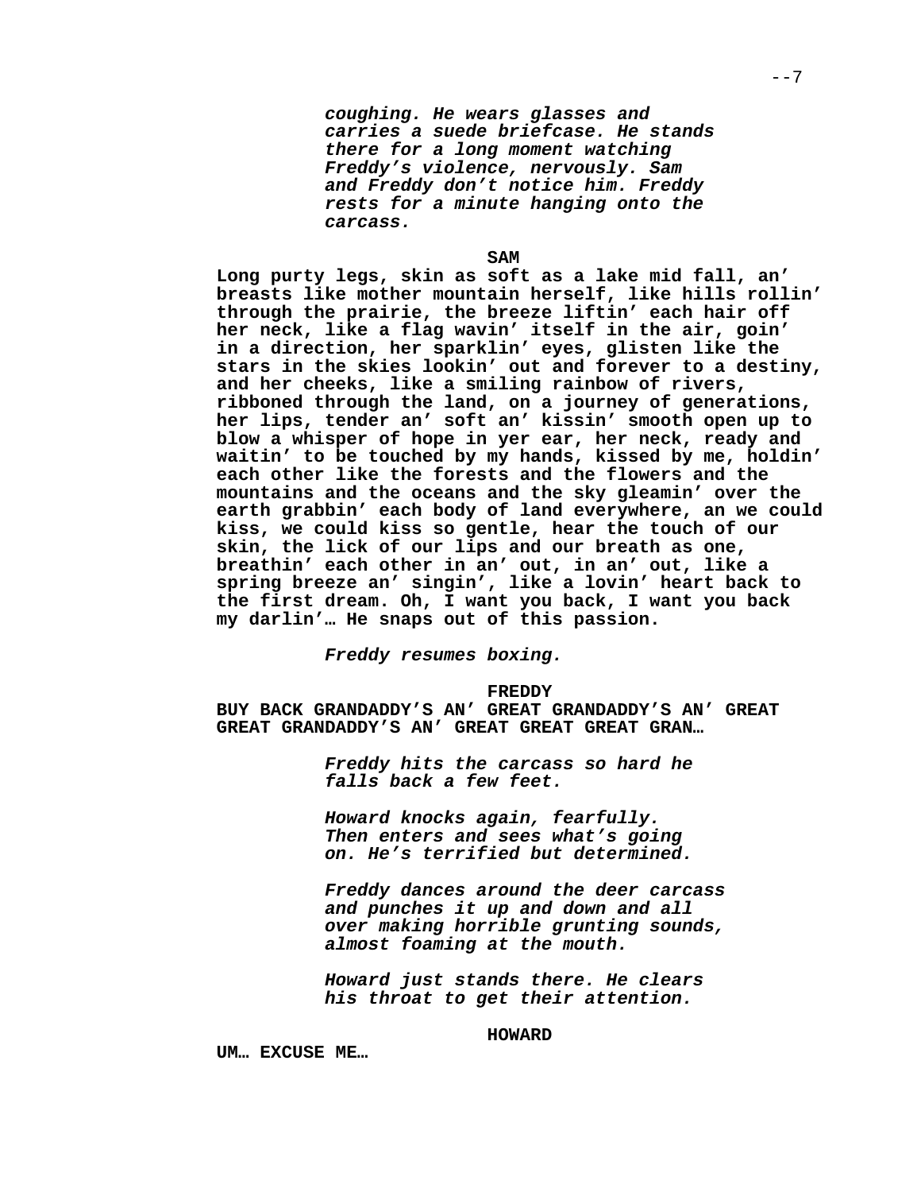*coughing. He wears glasses and carries a suede briefcase. He stands there for a long moment watching Freddy's violence, nervously. Sam and Freddy don't notice him. Freddy rests for a minute hanging onto the carcass.*

**SAM**

**Long purty legs, skin as soft as a lake mid fall, an' breasts like mother mountain herself, like hills rollin' through the prairie, the breeze liftin' each hair off her neck, like a flag wavin' itself in the air, goin' in a direction, her sparklin' eyes, glisten like the stars in the skies lookin' out and forever to a destiny, and her cheeks, like a smiling rainbow of rivers, ribboned through the land, on a journey of generations, her lips, tender an' soft an' kissin' smooth open up to blow a whisper of hope in yer ear, her neck, ready and waitin' to be touched by my hands, kissed by me, holdin' each other like the forests and the flowers and the mountains and the oceans and the sky gleamin' over the earth grabbin' each body of land everywhere, an we could kiss, we could kiss so gentle, hear the touch of our skin, the lick of our lips and our breath as one, breathin' each other in an' out, in an' out, like a spring breeze an' singin', like a lovin' heart back to the first dream. Oh, I want you back, I want you back my darlin'… He snaps out of this passion.**

*Freddy resumes boxing.*

**FREDDY**

**BUY BACK GRANDADDY'S AN' GREAT GRANDADDY'S AN' GREAT GREAT GRANDADDY'S AN' GREAT GREAT GREAT GRAN…**

*Freddy hits the carcass so hard he falls back a few feet.*

*Howard knocks again, fearfully. Then enters and sees what's going on. He's terrified but determined.*

*Freddy dances around the deer carcass and punches it up and down and all over making horrible grunting sounds, almost foaming at the mouth.*

*Howard just stands there. He clears his throat to get their attention.*

**HOWARD**

**UM… EXCUSE ME…**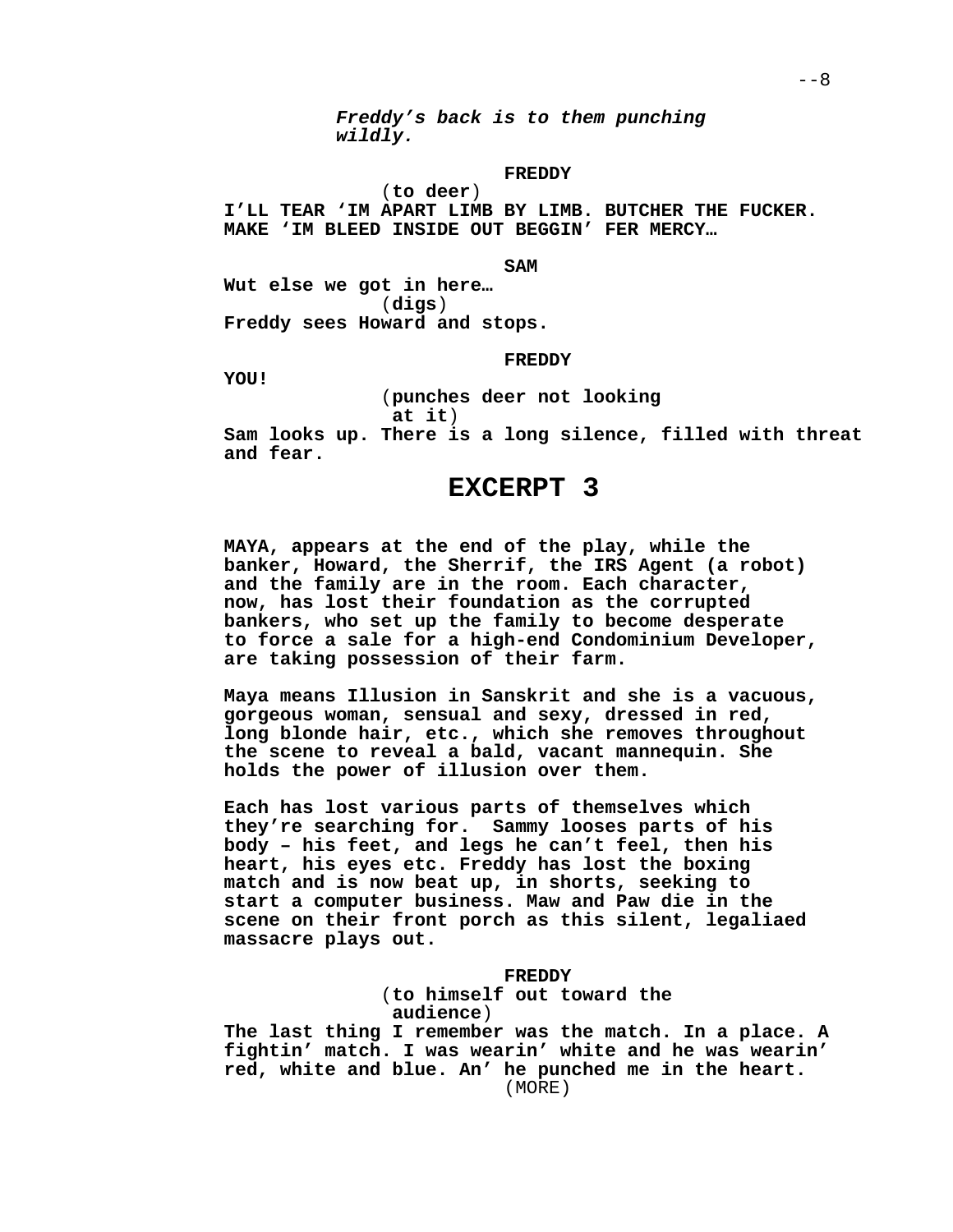*Freddy's back is to them punching wildly.*

**FREDDY**
(**to deer**)
**I'LL TEAR 'IM APART LIMB BY LIMB. BUTCHER THE FUCKER. MAKE 'IM BLEED INSIDE OUT BEGGIN' FER MERCY…**

**SAM**
**Wut else we got in here…**
(**digs**)
**Freddy sees Howard and stops.**

**FREDDY**
**YOU!**
(**punches deer not looking at it**)
**Sam looks up. There is a long silence, filled with threat and fear.**

# EXCERPT 3

**MAYA, appears at the end of the play, while the banker, Howard, the Sherrif, the IRS Agent (a robot) and the family are in the room. Each character, now, has lost their foundation as the corrupted bankers, who set up the family to become desperate to force a sale for a high-end Condominium Developer, are taking possession of their farm.**

**Maya means Illusion in Sanskrit and she is a vacuous, gorgeous woman, sensual and sexy, dressed in red, long blonde hair, etc., which she removes throughout the scene to reveal a bald, vacant mannequin. She holds the power of illusion over them.**

**Each has lost various parts of themselves which they're searching for. Sammy looses parts of his body – his feet, and legs he can't feel, then his heart, his eyes etc. Freddy has lost the boxing match and is now beat up, in shorts, seeking to start a computer business. Maw and Paw die in the scene on their front porch as this silent, legaliaed massacre plays out.**

**FREDDY**
(**to himself out toward the audience**)
**The last thing I remember was the match. In a place. A fightin' match. I was wearin' white and he was wearin' red, white and blue. An' he punched me in the heart.**
(MORE)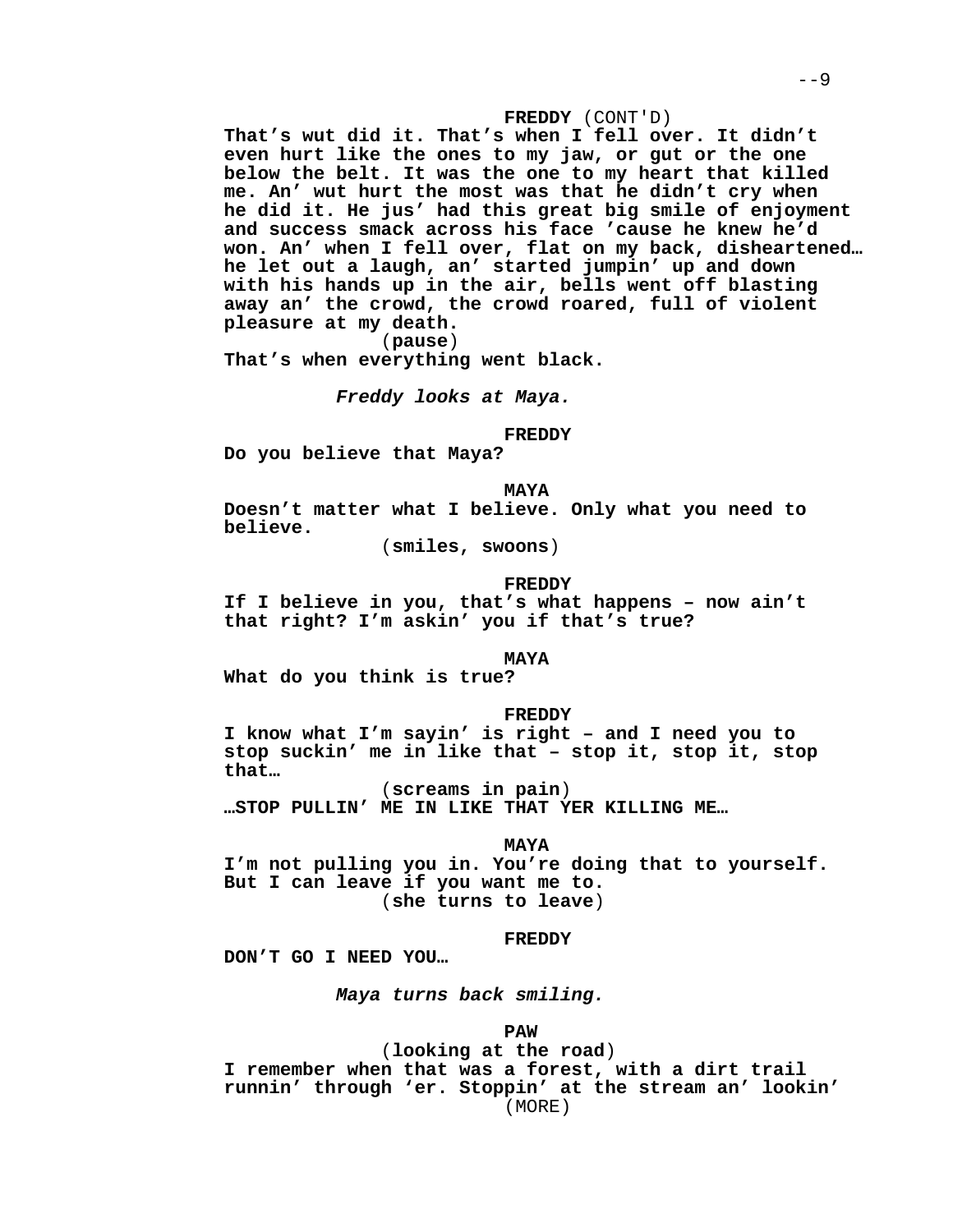**FREDDY** (CONT'D)
**That’s wut did it. That’s when I fell over. It didn’t even hurt like the ones to my jaw, or gut or the one below the belt. It was the one to my heart that killed me. An’ wut hurt the most was that he didn’t cry when he did it. He jus’ had this great big smile of enjoyment and success smack across his face ’cause he knew he’d won. An’ when I fell over, flat on my back, disheartened… he let out a laugh, an’ started jumpin’ up and down with his hands up in the air, bells went off blasting away an’ the crowd, the crowd roared, full of violent pleasure at my death.**
(**pause**)
**That’s when everything went black.**

***Freddy looks at Maya.***

**FREDDY**
**Do you believe that Maya?**

**MAYA**
**Doesn’t matter what I believe. Only what you need to believe.**
(**smiles, swoons**)

**FREDDY**
**If I believe in you, that’s what happens – now ain’t that right? I’m askin’ you if that’s true?**

**MAYA**
**What do you think is true?**

**FREDDY**
**I know what I’m sayin’ is right – and I need you to stop suckin’ me in like that – stop it, stop it, stop that…**
(**screams in pain**)
**…STOP PULLIN’ ME IN LIKE THAT YER KILLING ME…**

**MAYA**
**I’m not pulling you in. You’re doing that to yourself. But I can leave if you want me to.**
(**she turns to leave**)

**FREDDY**
**DON’T GO I NEED YOU…**

***Maya turns back smiling.***

**PAW**
(**looking at the road**)
**I remember when that was a forest, with a dirt trail runnin’ through ‘er. Stoppin’ at the stream an’ lookin’**
(MORE)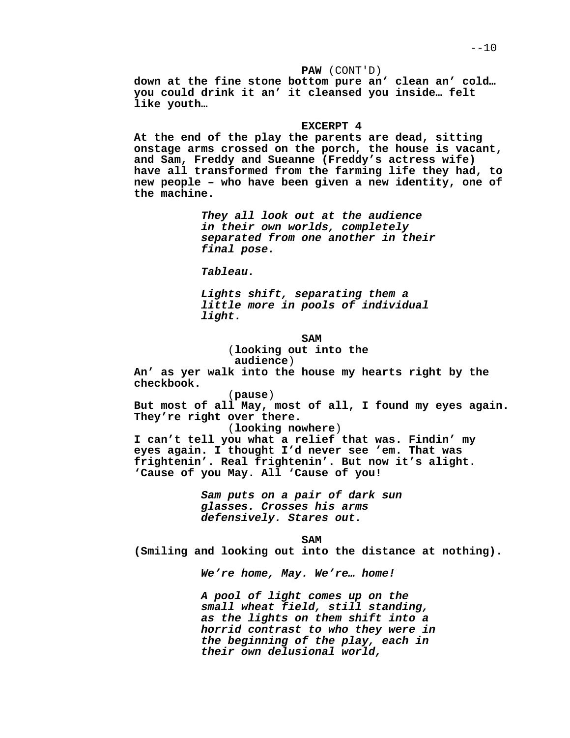**PAW** (CONT'D)

**down at the fine stone bottom pure an' clean an' cold… you could drink it an' it cleansed you inside… felt like youth…**

**EXCERPT 4**

**At the end of the play the parents are dead, sitting onstage arms crossed on the porch, the house is vacant, and Sam, Freddy and Sueanne (Freddy's actress wife) have all transformed from the farming life they had, to new people – who have been given a new identity, one of the machine.**

***They all look out at the audience in their own worlds, completely separated from one another in their final pose.***

***Tableau.***

***Lights shift, separating them a little more in pools of individual light.***

**SAM**

(**looking out into the audience**)

**An' as yer walk into the house my hearts right by the checkbook.**

(**pause**)

**But most of all May, most of all, I found my eyes again. They're right over there.**

(**looking nowhere**)

**I can't tell you what a relief that was. Findin' my eyes again. I thought I'd never see 'em. That was frightenin'. Real frightenin'. But now it's alight. 'Cause of you May. All 'Cause of you!**

***Sam puts on a pair of dark sun glasses. Crosses his arms defensively. Stares out.***

**SAM**

**(Smiling and looking out into the distance at nothing).**

***We're home, May. We're… home!***

***A pool of light comes up on the small wheat field, still standing, as the lights on them shift into a horrid contrast to who they were in the beginning of the play, each in their own delusional world,***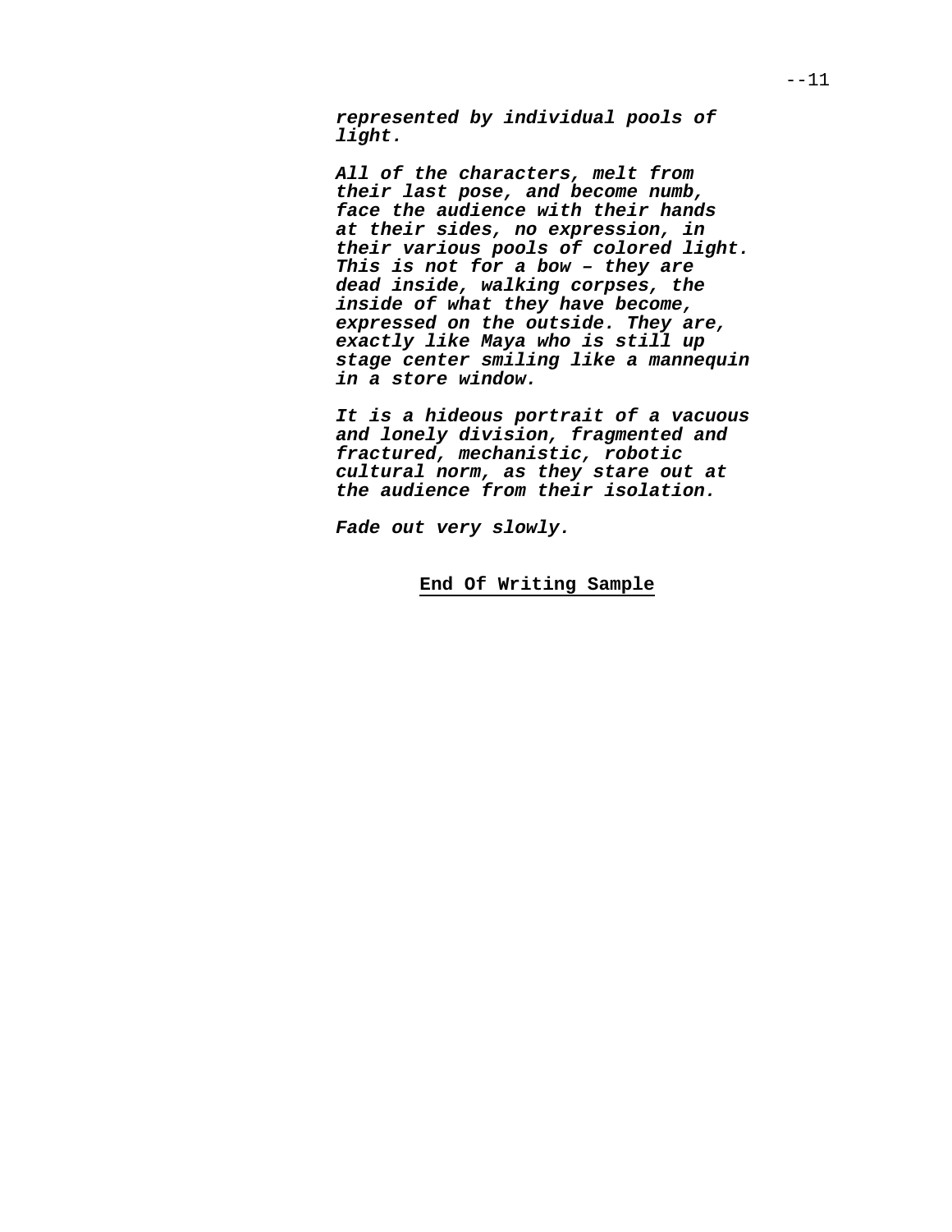***represented by individual pools of light.***

***All of the characters, melt from their last pose, and become numb, face the audience with their hands at their sides, no expression, in their various pools of colored light. This is not for a bow – they are dead inside, walking corpses, the inside of what they have become, expressed on the outside. They are, exactly like Maya who is still up stage center smiling like a mannequin in a store window.***

***It is a hideous portrait of a vacuous and lonely division, fragmented and fractured, mechanistic, robotic cultural norm, as they stare out at the audience from their isolation.***

***Fade out very slowly.***

<u>**End Of Writing Sample**</u>